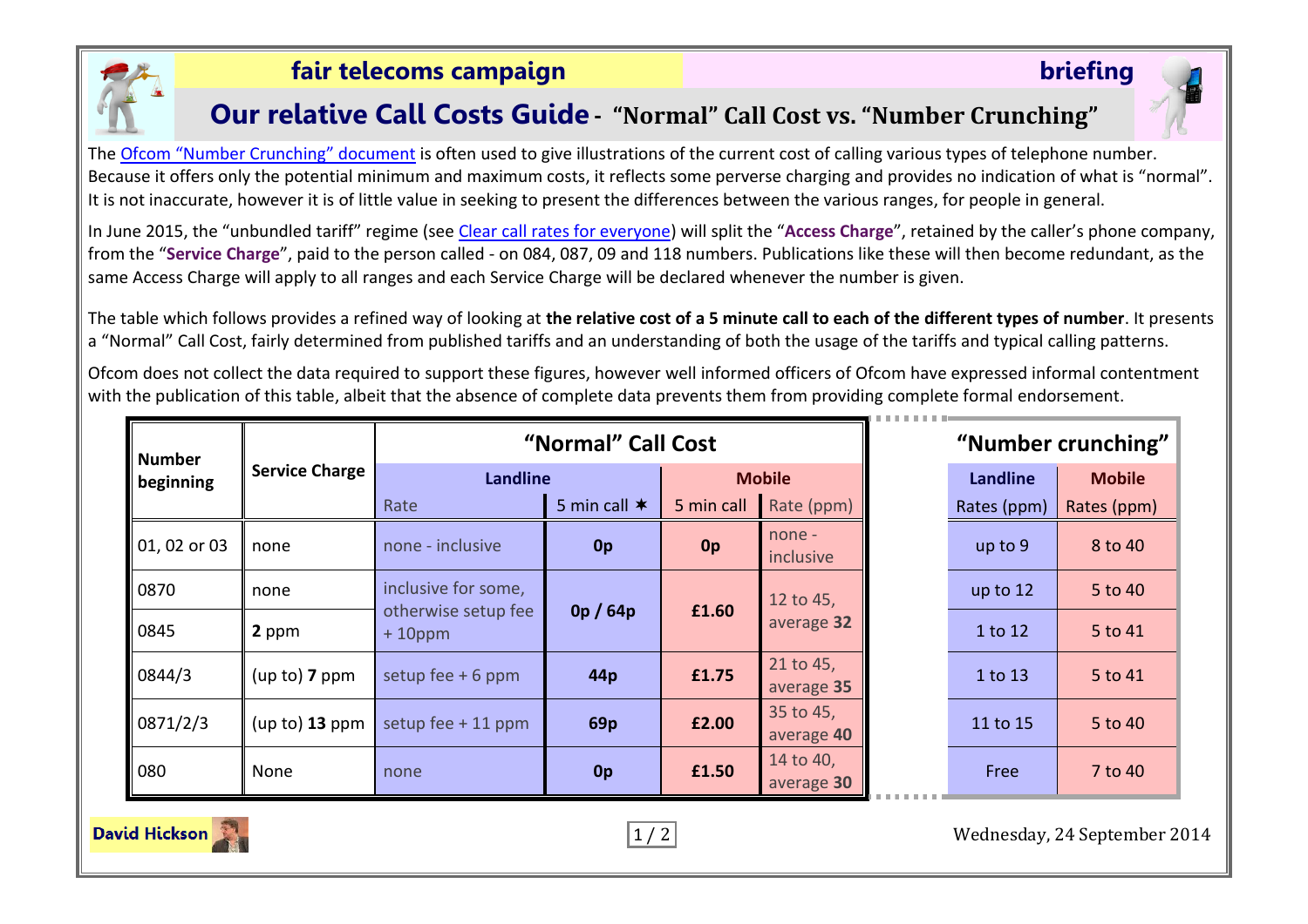**fair telecoms campaign** **briefing**

# Our relative Call Costs Guide - "Normal" Call Cost vs. "Number Crunching"

The [Ofcom "Number Crunching" document] is often used to give illustrations of the current cost of calling various types of telephone number. Because it offers only the potential minimum and maximum costs, it reflects some perverse charging and provides no indication of what is "normal". It is not inaccurate, however it is of little value in seeking to present the differences between the various ranges, for people in general.

In June 2015, the "unbundled tariff" regime (see [Clear call rates for everyone]) will split the "**Access Charge**", retained by the caller's phone company, from the "**Service Charge**", paid to the person called - on 084, 087, 09 and 118 numbers. Publications like these will then become redundant, as the same Access Charge will apply to all ranges and each Service Charge will be declared whenever the number is given.

The table which follows provides a refined way of looking at **the relative cost of a 5 minute call to each of the different types of number**. It presents a "Normal" Call Cost, fairly determined from published tariffs and an understanding of both the usage of the tariffs and typical calling patterns.

Ofcom does not collect the data required to support these figures, however well informed officers of Ofcom have expressed informal contentment with the publication of this table, albeit that the absence of complete data prevents them from providing complete formal endorsement.

| Number beginning | Service Charge | "Normal" Call Cost | | | | "Number crunching" | |
|---|---|---|---|---|---|---|---|
| | | Landline | | Mobile | | Landline | Mobile |
| | | Rate | 5 min call ✶ | 5 min call | Rate (ppm) | Rates (ppm) | Rates (ppm) |
| 01, 02 or 03 | none | none - inclusive | **0p** | **0p** | none - inclusive | up to 9 | 8 to 40 |
| 0870 | none | inclusive for some, otherwise setup fee + 10ppm | **0p / 64p** | **£1.60** | 12 to 45, average **32** | up to 12 | 5 to 40 |
| 0845 | **2** ppm | inclusive for some, otherwise setup fee + 10ppm | **0p / 64p** | **£1.60** | 12 to 45, average **32** | 1 to 12 | 5 to 41 |
| 0844/3 | (up to) **7** ppm | setup fee + 6 ppm | **44p** | **£1.75** | 21 to 45, average **35** | 1 to 13 | 5 to 41 |
| 0871/2/3 | (up to) **13** ppm | setup fee + 11 ppm | **69p** | **£2.00** | 35 to 45, average **40** | 11 to 15 | 5 to 40 |
| 080 | None | none | **0p** | **£1.50** | 14 to 40, average **30** | Free | 7 to 40 |

David Hickson

Wednesday, 24 September 2014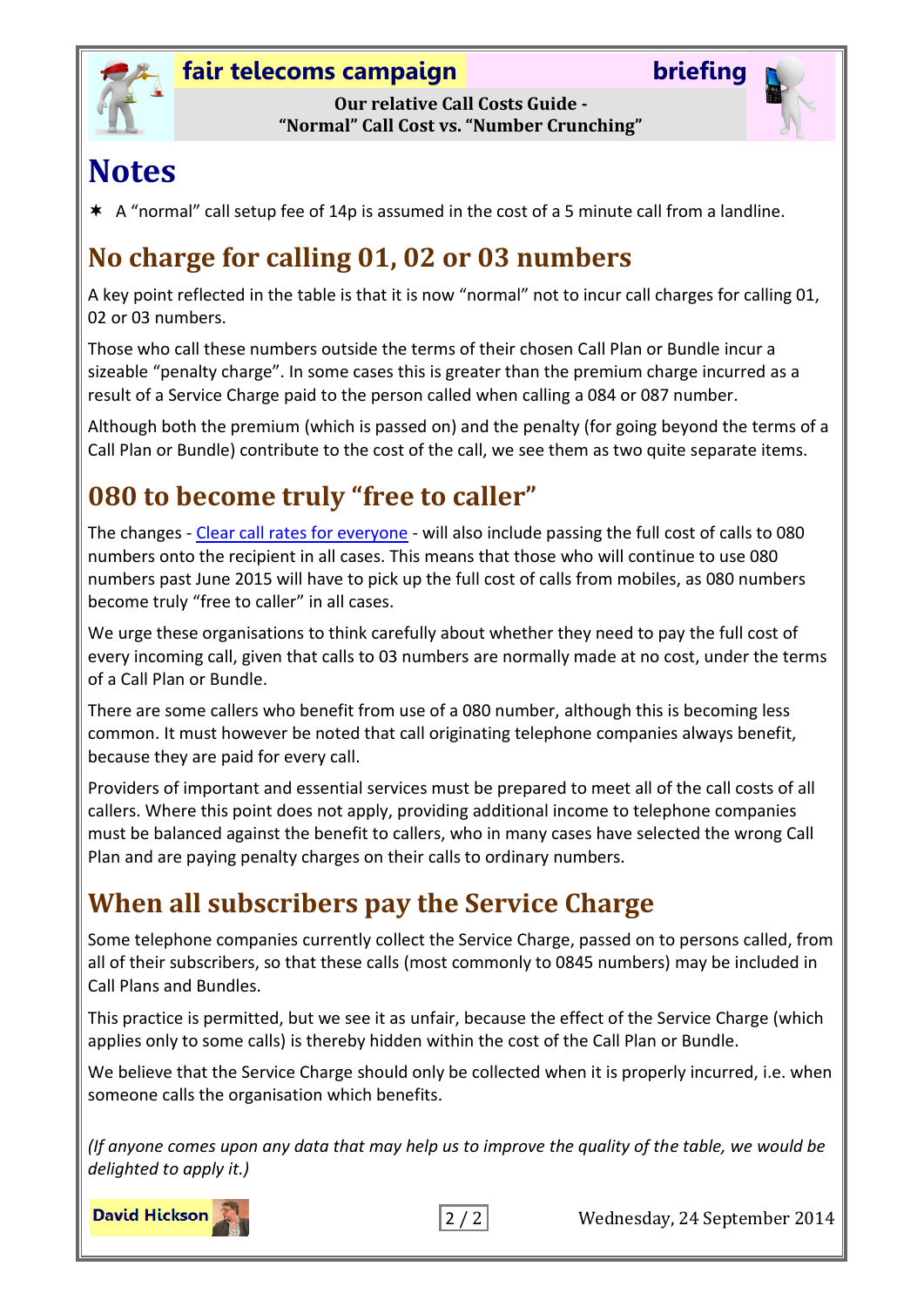# Notes

✶ A "normal" call setup fee of 14p is assumed in the cost of a 5 minute call from a landline.

## No charge for calling 01, 02 or 03 numbers

A key point reflected in the table is that it is now "normal" not to incur call charges for calling 01, 02 or 03 numbers.

Those who call these numbers outside the terms of their chosen Call Plan or Bundle incur a sizeable "penalty charge". In some cases this is greater than the premium charge incurred as a result of a Service Charge paid to the person called when calling a 084 or 087 number.

Although both the premium (which is passed on) and the penalty (for going beyond the terms of a Call Plan or Bundle) contribute to the cost of the call, we see them as two quite separate items.

## 080 to become truly "free to caller"

The changes - Clear call rates for everyone - will also include passing the full cost of calls to 080 numbers onto the recipient in all cases. This means that those who will continue to use 080 numbers past June 2015 will have to pick up the full cost of calls from mobiles, as 080 numbers become truly "free to caller" in all cases.

We urge these organisations to think carefully about whether they need to pay the full cost of every incoming call, given that calls to 03 numbers are normally made at no cost, under the terms of a Call Plan or Bundle.

There are some callers who benefit from use of a 080 number, although this is becoming less common. It must however be noted that call originating telephone companies always benefit, because they are paid for every call.

Providers of important and essential services must be prepared to meet all of the call costs of all callers. Where this point does not apply, providing additional income to telephone companies must be balanced against the benefit to callers, who in many cases have selected the wrong Call Plan and are paying penalty charges on their calls to ordinary numbers.

## When all subscribers pay the Service Charge

Some telephone companies currently collect the Service Charge, passed on to persons called, from all of their subscribers, so that these calls (most commonly to 0845 numbers) may be included in Call Plans and Bundles.

This practice is permitted, but we see it as unfair, because the effect of the Service Charge (which applies only to some calls) is thereby hidden within the cost of the Call Plan or Bundle.

We believe that the Service Charge should only be collected when it is properly incurred, i.e. when someone calls the organisation which benefits.

*(If anyone comes upon any data that may help us to improve the quality of the table, we would be delighted to apply it.)*

David Hickson

Wednesday, 24 September 2014